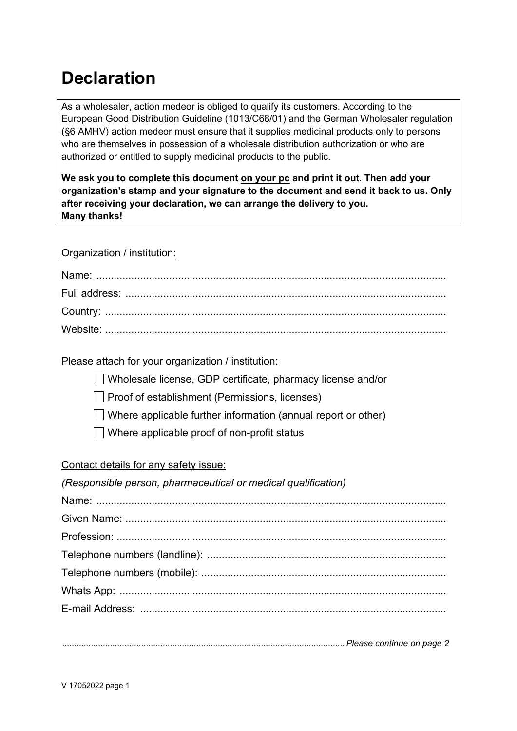# Declaration

As a wholesaler, action medeor is obliged to qualify its customers. According to the European Good Distribution Guideline (1013/C68/01) and the German Wholesaler regulation (§6 AMHV) action medeor must ensure that it supplies medicinal products only to persons who are themselves in possession of a wholesale distribution authorization or who are authorized or entitled to supply medicinal products to the public.

**We ask you to complete this document <u>on your pc</u> and print it out. Then add your organization's stamp and your signature to the document and send it back to us. Only after receiving your declaration, we can arrange the delivery to you.**
**Many thanks!**

<u>Organization / institution:</u>

Name: ........................................................................................................................

Full address: .............................................................................................................

Country: .....................................................................................................................

Website: .....................................................................................................................

Please attach for your organization / institution:

- ☐ Wholesale license, GDP certificate, pharmacy license and/or
- ☐ Proof of establishment (Permissions, licenses)
- ☐ Where applicable further information (annual report or other)
- ☐ Where applicable proof of non-profit status

<u>Contact details for any safety issue:</u>

*(Responsible person, pharmaceutical or medical qualification)*

Name: ........................................................................................................................

Given Name: .............................................................................................................

Profession: .................................................................................................................

Telephone numbers (landline): ..................................................................................

Telephone numbers (mobile): ....................................................................................

Whats App: ................................................................................................................

E-mail Address: .........................................................................................................

*.................................................................................................................... Please continue on page 2*

V 17052022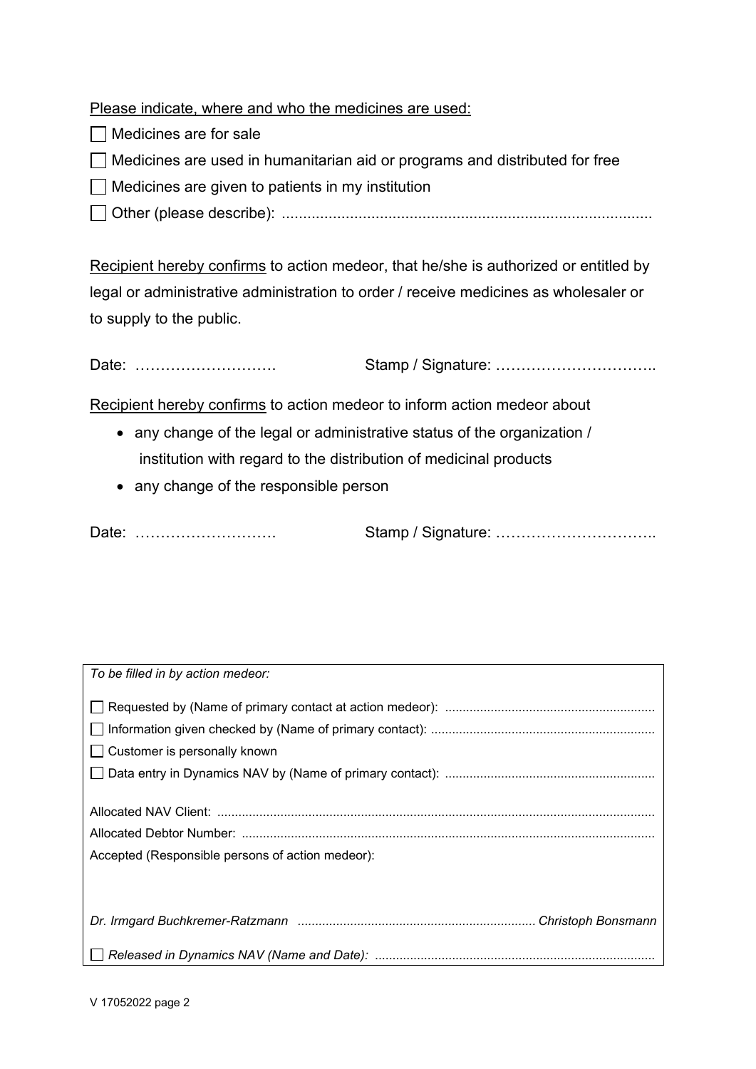Please indicate, where and who the medicines are used:

☐ Medicines are for sale

☐ Medicines are used in humanitarian aid or programs and distributed for free

☐ Medicines are given to patients in my institution

☐ Other (please describe): ........................................................................................

Recipient hereby confirms to action medeor, that he/she is authorized or entitled by legal or administrative administration to order / receive medicines as wholesaler or to supply to the public.

Date: ………………………. Stamp / Signature: …………………………..

Recipient hereby confirms to action medeor to inform action medeor about

- any change of the legal or administrative status of the organization / institution with regard to the distribution of medicinal products
- any change of the responsible person

Date: ………………………. Stamp / Signature: …………………………..

*To be filled in by action medeor:*

☐ Requested by (Name of primary contact at action medeor): ...........................................................

☐ Information given checked by (Name of primary contact): ...............................................................

☐ Customer is personally known

☐ Data entry in Dynamics NAV by (Name of primary contact): ...........................................................

Allocated NAV Client: ...........................................................................................................................

Allocated Debtor Number: .....................................................................................................................

Accepted (Responsible persons of action medeor):

*Dr. Irmgard Buchkremer-Ratzmann* .................................................................... *Christoph Bonsmann*

☐ *Released in Dynamics NAV (Name and Date):* ...............................................................................

V 17052022 page 2